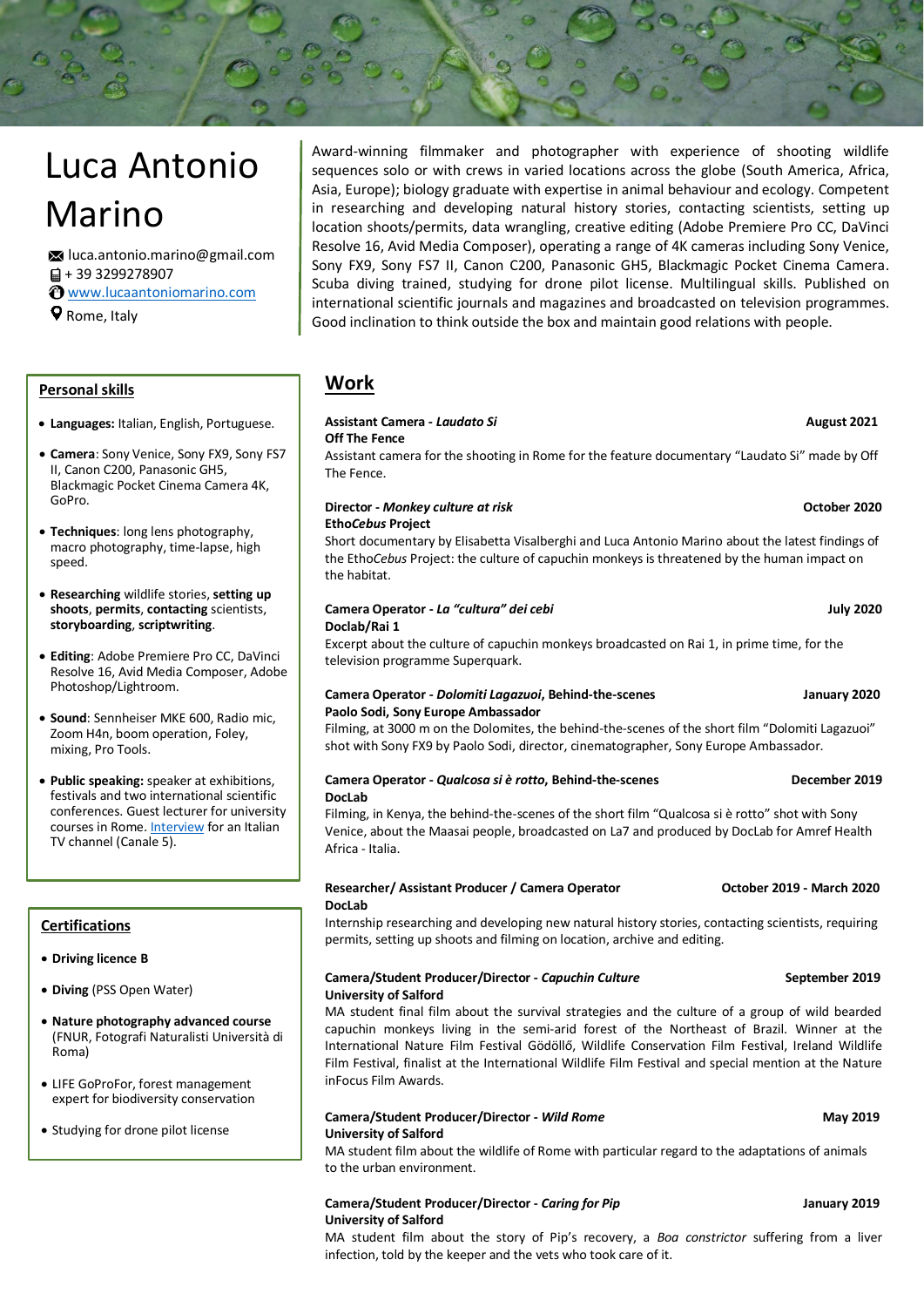# Luca Antonio Marino

luca.antonio.marino@gmail.com
+ 39 3299278907
[www.lucaantoniomarino.com](http://www.lucaantoniomarino.com)
Rome, Italy

Award-winning filmmaker and photographer with experience of shooting wildlife sequences solo or with crews in varied locations across the globe (South America, Africa, Asia, Europe); biology graduate with expertise in animal behaviour and ecology. Competent in researching and developing natural history stories, contacting scientists, setting up location shoots/permits, data wrangling, creative editing (Adobe Premiere Pro CC, DaVinci Resolve 16, Avid Media Composer), operating a range of 4K cameras including Sony Venice, Sony FX9, Sony FS7 II, Canon C200, Panasonic GH5, Blackmagic Pocket Cinema Camera. Scuba diving trained, studying for drone pilot license. Multilingual skills. Published on international scientific journals and magazines and broadcasted on television programmes. Good inclination to think outside the box and maintain good relations with people.

## Personal skills

- **Languages:** Italian, English, Portuguese.
- **Camera**: Sony Venice, Sony FX9, Sony FS7 II, Canon C200, Panasonic GH5, Blackmagic Pocket Cinema Camera 4K, GoPro.
- **Techniques**: long lens photography, macro photography, time-lapse, high speed.
- **Researching** wildlife stories, **setting up shoots**, **permits**, **contacting** scientists, **storyboarding**, **scriptwriting**.
- **Editing**: Adobe Premiere Pro CC, DaVinci Resolve 16, Avid Media Composer, Adobe Photoshop/Lightroom.
- **Sound**: Sennheiser MKE 600, Radio mic, Zoom H4n, boom operation, Foley, mixing, Pro Tools.
- **Public speaking:** speaker at exhibitions, festivals and two international scientific conferences. Guest lecturer for university courses in Rome. Interview for an Italian TV channel (Canale 5).

## Certifications

- **Driving licence B**
- **Diving** (PSS Open Water)
- **Nature photography advanced course** (FNUR, Fotografi Naturalisti Università di Roma)
- LIFE GoProFor, forest management expert for biodiversity conservation
- Studying for drone pilot license

## Work

**Assistant Camera - *Laudato Si*** — **August 2021**
**Off The Fence**
Assistant camera for the shooting in Rome for the feature documentary “Laudato Si” made by Off The Fence.

**Director - *Monkey culture at risk*** — **October 2020**
**Etho*Cebus* Project**
Short documentary by Elisabetta Visalberghi and Luca Antonio Marino about the latest findings of the Etho*Cebus* Project: the culture of capuchin monkeys is threatened by the human impact on the habitat.

**Camera Operator - *La “cultura” dei cebi*** — **July 2020**
**Doclab/Rai 1**
Excerpt about the culture of capuchin monkeys broadcasted on Rai 1, in prime time, for the television programme Superquark.

**Camera Operator - *Dolomiti Lagazuoi*, Behind-the-scenes** — **January 2020**
**Paolo Sodi, Sony Europe Ambassador**
Filming, at 3000 m on the Dolomites, the behind-the-scenes of the short film “Dolomiti Lagazuoi” shot with Sony FX9 by Paolo Sodi, director, cinematographer, Sony Europe Ambassador.

**Camera Operator - *Qualcosa si è rotto*, Behind-the-scenes** — **December 2019**
**DocLab**
Filming, in Kenya, the behind-the-scenes of the short film “Qualcosa si è rotto” shot with Sony Venice, about the Maasai people, broadcasted on La7 and produced by DocLab for Amref Health Africa - Italia.

**Researcher/ Assistant Producer / Camera Operator** — **October 2019 - March 2020**
**DocLab**
Internship researching and developing new natural history stories, contacting scientists, requiring permits, setting up shoots and filming on location, archive and editing.

**Camera/Student Producer/Director - *Capuchin Culture*** — **September 2019**
**University of Salford**
MA student final film about the survival strategies and the culture of a group of wild bearded capuchin monkeys living in the semi-arid forest of the Northeast of Brazil. Winner at the International Nature Film Festival Gödöllő, Wildlife Conservation Film Festival, Ireland Wildlife Film Festival, finalist at the International Wildlife Film Festival and special mention at the Nature inFocus Film Awards.

**Camera/Student Producer/Director - *Wild Rome*** — **May 2019**
**University of Salford**
MA student film about the wildlife of Rome with particular regard to the adaptations of animals to the urban environment.

**Camera/Student Producer/Director - *Caring for Pip*** — **January 2019**
**University of Salford**
MA student film about the story of Pip’s recovery, a *Boa constrictor* suffering from a liver infection, told by the keeper and the vets who took care of it.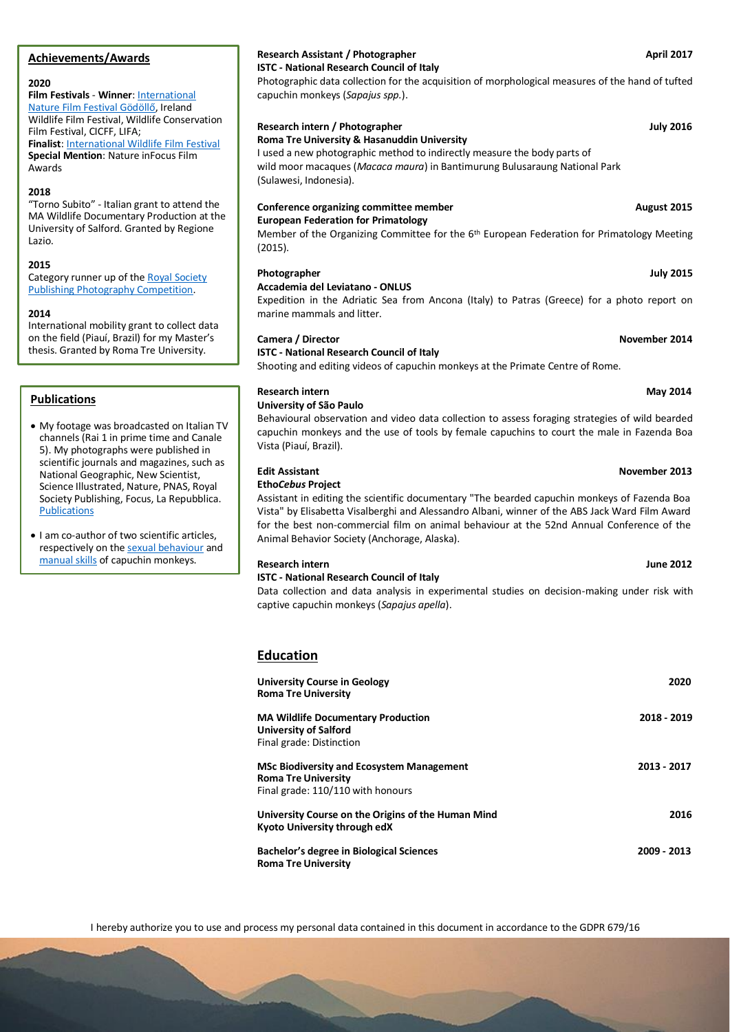## Achievements/Awards

**2020**
**Film Festivals** - **Winner**: International Nature Film Festival Gödöllő, Ireland Wildlife Film Festival, Wildlife Conservation Film Festival, CICFF, LIFA;
**Finalist**: International Wildlife Film Festival
**Special Mention**: Nature inFocus Film Awards

**2018**
"Torno Subito" - Italian grant to attend the MA Wildlife Documentary Production at the University of Salford. Granted by Regione Lazio.

**2015**
Category runner up of the Royal Society Publishing Photography Competition.

**2014**
International mobility grant to collect data on the field (Piauí, Brazil) for my Master's thesis. Granted by Roma Tre University.

## Publications

- My footage was broadcasted on Italian TV channels (Rai 1 in prime time and Canale 5). My photographs were published in scientific journals and magazines, such as National Geographic, New Scientist, Science Illustrated, Nature, PNAS, Royal Society Publishing, Focus, La Repubblica. Publications
- I am co-author of two scientific articles, respectively on the sexual behaviour and manual skills of capuchin monkeys.

**Research Assistant / Photographer** — **April 2017**
**ISTC - National Research Council of Italy**
Photographic data collection for the acquisition of morphological measures of the hand of tufted capuchin monkeys (*Sapajus spp.*).

**Research intern / Photographer** — **July 2016**
**Roma Tre University & Hasanuddin University**
I used a new photographic method to indirectly measure the body parts of wild moor macaques (*Macaca maura*) in Bantimurung Bulusaraung National Park (Sulawesi, Indonesia).

**Conference organizing committee member** — **August 2015**
**European Federation for Primatology**
Member of the Organizing Committee for the 6th European Federation for Primatology Meeting (2015).

**Photographer** — **July 2015**
**Accademia del Leviatano - ONLUS**
Expedition in the Adriatic Sea from Ancona (Italy) to Patras (Greece) for a photo report on marine mammals and litter.

**Camera / Director** — **November 2014**
**ISTC - National Research Council of Italy**
Shooting and editing videos of capuchin monkeys at the Primate Centre of Rome.

**Research intern** — **May 2014**
**University of São Paulo**
Behavioural observation and video data collection to assess foraging strategies of wild bearded capuchin monkeys and the use of tools by female capuchins to court the male in Fazenda Boa Vista (Piauí, Brazil).

**Edit Assistant** — **November 2013**
**Etho*Cebus* Project**
Assistant in editing the scientific documentary "The bearded capuchin monkeys of Fazenda Boa Vista" by Elisabetta Visalberghi and Alessandro Albani, winner of the ABS Jack Ward Film Award for the best non-commercial film on animal behaviour at the 52nd Annual Conference of the Animal Behavior Society (Anchorage, Alaska).

**Research intern** — **June 2012**
**ISTC - National Research Council of Italy**
Data collection and data analysis in experimental studies on decision-making under risk with captive capuchin monkeys (*Sapajus apella*).

## Education

**University Course in Geology** — **2020**
**Roma Tre University**

**MA Wildlife Documentary Production** — **2018 - 2019**
**University of Salford**
Final grade: Distinction

**MSc Biodiversity and Ecosystem Management** — **2013 - 2017**
**Roma Tre University**
Final grade: 110/110 with honours

**University Course on the Origins of the Human Mind** — **2016**
**Kyoto University through edX**

**Bachelor's degree in Biological Sciences** — **2009 - 2013**
**Roma Tre University**

I hereby authorize you to use and process my personal data contained in this document in accordance to the GDPR 679/16